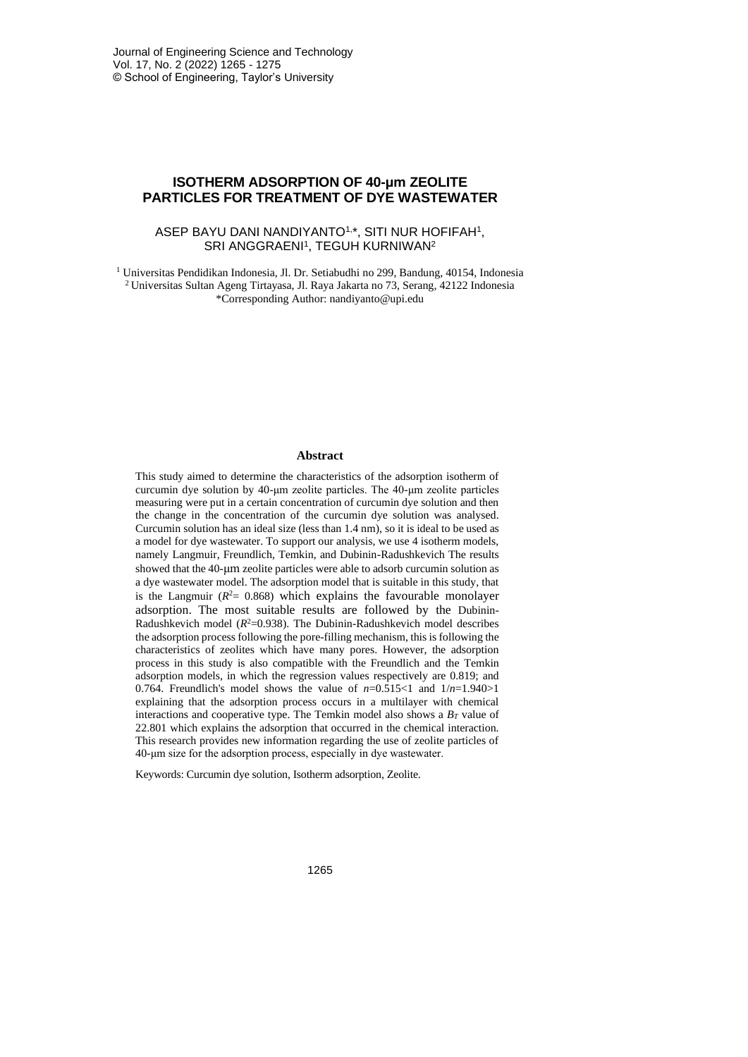# ISOTHERM ADSORPTION OF 40-μm ZEOLITE PARTICLES FOR TREATMENT OF DYE WASTEWATER

ASEP BAYU DANI NANDIYANTO[1,*], SITI NUR HOFIFAH[1], SRI ANGGRAENI[1], TEGUH KURNIWAN[2]

[1] Universitas Pendidikan Indonesia, Jl. Dr. Setiabudhi no 299, Bandung, 40154, Indonesia
[2] Universitas Sultan Ageng Tirtayasa, Jl. Raya Jakarta no 73, Serang, 42122 Indonesia
*Corresponding Author: nandiyanto@upi.edu

## Abstract

This study aimed to determine the characteristics of the adsorption isotherm of curcumin dye solution by 40-μm zeolite particles. The 40-μm zeolite particles measuring were put in a certain concentration of curcumin dye solution and then the change in the concentration of the curcumin dye solution was analysed. Curcumin solution has an ideal size (less than 1.4 nm), so it is ideal to be used as a model for dye wastewater. To support our analysis, we use 4 isotherm models, namely Langmuir, Freundlich, Temkin, and Dubinin-Radushkevich The results showed that the 40-μm zeolite particles were able to adsorb curcumin solution as a dye wastewater model. The adsorption model that is suitable in this study, that is the Langmuir ($R^2$= 0.868) which explains the favourable monolayer adsorption. The most suitable results are followed by the Dubinin-Radushkevich model ($R^2$=0.938). The Dubinin-Radushkevich model describes the adsorption process following the pore-filling mechanism, this is following the characteristics of zeolites which have many pores. However, the adsorption process in this study is also compatible with the Freundlich and the Temkin adsorption models, in which the regression values respectively are 0.819; and 0.764. Freundlich's model shows the value of $n$=0.515<1 and $1/n$=1.940>1 explaining that the adsorption process occurs in a multilayer with chemical interactions and cooperative type. The Temkin model also shows a $B_T$ value of 22.801 which explains the adsorption that occurred in the chemical interaction. This research provides new information regarding the use of zeolite particles of 40-μm size for the adsorption process, especially in dye wastewater.

Keywords: Curcumin dye solution, Isotherm adsorption, Zeolite.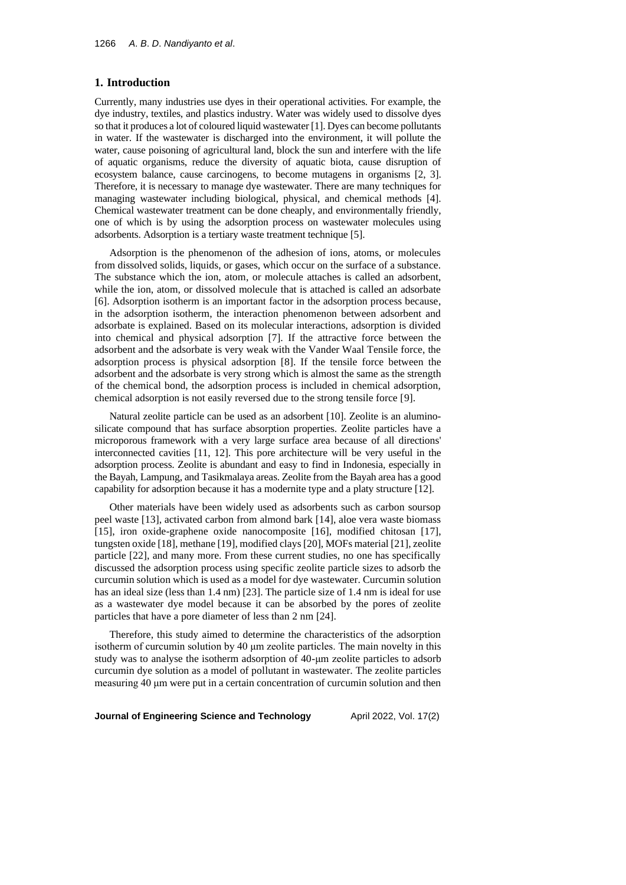## 1. Introduction

Currently, many industries use dyes in their operational activities. For example, the dye industry, textiles, and plastics industry. Water was widely used to dissolve dyes so that it produces a lot of coloured liquid wastewater [1]. Dyes can become pollutants in water. If the wastewater is discharged into the environment, it will pollute the water, cause poisoning of agricultural land, block the sun and interfere with the life of aquatic organisms, reduce the diversity of aquatic biota, cause disruption of ecosystem balance, cause carcinogens, to become mutagens in organisms [2, 3]. Therefore, it is necessary to manage dye wastewater. There are many techniques for managing wastewater including biological, physical, and chemical methods [4]. Chemical wastewater treatment can be done cheaply, and environmentally friendly, one of which is by using the adsorption process on wastewater molecules using adsorbents. Adsorption is a tertiary waste treatment technique [5].

Adsorption is the phenomenon of the adhesion of ions, atoms, or molecules from dissolved solids, liquids, or gases, which occur on the surface of a substance. The substance which the ion, atom, or molecule attaches is called an adsorbent, while the ion, atom, or dissolved molecule that is attached is called an adsorbate [6]. Adsorption isotherm is an important factor in the adsorption process because, in the adsorption isotherm, the interaction phenomenon between adsorbent and adsorbate is explained. Based on its molecular interactions, adsorption is divided into chemical and physical adsorption [7]. If the attractive force between the adsorbent and the adsorbate is very weak with the Vander Waal Tensile force, the adsorption process is physical adsorption [8]. If the tensile force between the adsorbent and the adsorbate is very strong which is almost the same as the strength of the chemical bond, the adsorption process is included in chemical adsorption, chemical adsorption is not easily reversed due to the strong tensile force [9].

Natural zeolite particle can be used as an adsorbent [10]. Zeolite is an alumino-silicate compound that has surface absorption properties. Zeolite particles have a microporous framework with a very large surface area because of all directions' interconnected cavities [11, 12]. This pore architecture will be very useful in the adsorption process. Zeolite is abundant and easy to find in Indonesia, especially in the Bayah, Lampung, and Tasikmalaya areas. Zeolite from the Bayah area has a good capability for adsorption because it has a modernite type and a platy structure [12].

Other materials have been widely used as adsorbents such as carbon soursop peel waste [13], activated carbon from almond bark [14], aloe vera waste biomass [15], iron oxide-graphene oxide nanocomposite [16], modified chitosan [17], tungsten oxide [18], methane [19], modified clays [20], MOFs material [21], zeolite particle [22], and many more. From these current studies, no one has specifically discussed the adsorption process using specific zeolite particle sizes to adsorb the curcumin solution which is used as a model for dye wastewater. Curcumin solution has an ideal size (less than 1.4 nm) [23]. The particle size of 1.4 nm is ideal for use as a wastewater dye model because it can be absorbed by the pores of zeolite particles that have a pore diameter of less than 2 nm [24].

Therefore, this study aimed to determine the characteristics of the adsorption isotherm of curcumin solution by 40 μm zeolite particles. The main novelty in this study was to analyse the isotherm adsorption of 40-μm zeolite particles to adsorb curcumin dye solution as a model of pollutant in wastewater. The zeolite particles measuring 40 μm were put in a certain concentration of curcumin solution and then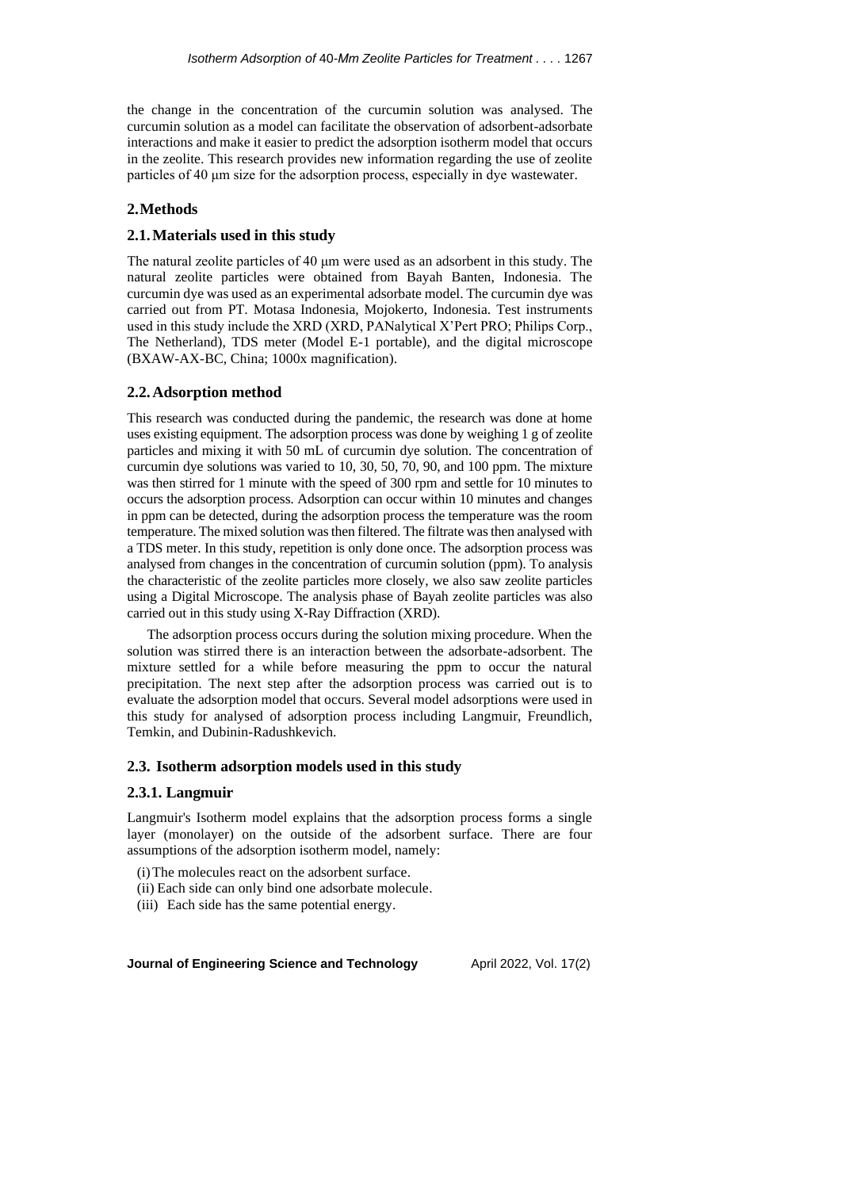the change in the concentration of the curcumin solution was analysed. The curcumin solution as a model can facilitate the observation of adsorbent-adsorbate interactions and make it easier to predict the adsorption isotherm model that occurs in the zeolite. This research provides new information regarding the use of zeolite particles of 40 μm size for the adsorption process, especially in dye wastewater.

## 2. Methods

### 2.1. Materials used in this study

The natural zeolite particles of 40 μm were used as an adsorbent in this study. The natural zeolite particles were obtained from Bayah Banten, Indonesia. The curcumin dye was used as an experimental adsorbate model. The curcumin dye was carried out from PT. Motasa Indonesia, Mojokerto, Indonesia. Test instruments used in this study include the XRD (XRD, PANalytical X'Pert PRO; Philips Corp., The Netherland), TDS meter (Model E-1 portable), and the digital microscope (BXAW-AX-BC, China; 1000x magnification).

### 2.2. Adsorption method

This research was conducted during the pandemic, the research was done at home uses existing equipment. The adsorption process was done by weighing 1 g of zeolite particles and mixing it with 50 mL of curcumin dye solution. The concentration of curcumin dye solutions was varied to 10, 30, 50, 70, 90, and 100 ppm. The mixture was then stirred for 1 minute with the speed of 300 rpm and settle for 10 minutes to occurs the adsorption process. Adsorption can occur within 10 minutes and changes in ppm can be detected, during the adsorption process the temperature was the room temperature. The mixed solution was then filtered. The filtrate was then analysed with a TDS meter. In this study, repetition is only done once. The adsorption process was analysed from changes in the concentration of curcumin solution (ppm). To analysis the characteristic of the zeolite particles more closely, we also saw zeolite particles using a Digital Microscope. The analysis phase of Bayah zeolite particles was also carried out in this study using X-Ray Diffraction (XRD).

The adsorption process occurs during the solution mixing procedure. When the solution was stirred there is an interaction between the adsorbate-adsorbent. The mixture settled for a while before measuring the ppm to occur the natural precipitation. The next step after the adsorption process was carried out is to evaluate the adsorption model that occurs. Several model adsorptions were used in this study for analysed of adsorption process including Langmuir, Freundlich, Temkin, and Dubinin-Radushkevich.

### 2.3. Isotherm adsorption models used in this study

#### 2.3.1. Langmuir

Langmuir's Isotherm model explains that the adsorption process forms a single layer (monolayer) on the outside of the adsorbent surface. There are four assumptions of the adsorption isotherm model, namely:

(i) The molecules react on the adsorbent surface.
(ii) Each side can only bind one adsorbate molecule.
(iii) Each side has the same potential energy.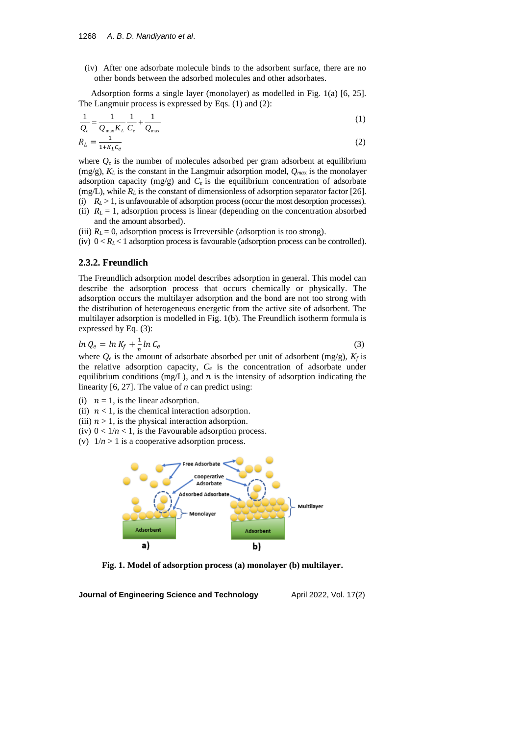(iv) After one adsorbate molecule binds to the adsorbent surface, there are no other bonds between the adsorbed molecules and other adsorbates.

Adsorption forms a single layer (monolayer) as modelled in Fig. 1(a) [6, 25]. The Langmuir process is expressed by Eqs. (1) and (2):

$$\frac{1}{Q_e} = \frac{1}{Q_{\max} K_L} \frac{1}{C_e} + \frac{1}{Q_{\max}} \tag{1}$$

$$R_L = \frac{1}{1 + K_L C_e} \tag{2}$$

where $Q_e$ is the number of molecules adsorbed per gram adsorbent at equilibrium (mg/g), $K_L$ is the constant in the Langmuir adsorption model, $Q_{max}$ is the monolayer adsorption capacity (mg/g) and $C_e$ is the equilibrium concentration of adsorbate (mg/L), while $R_L$ is the constant of dimensionless of adsorption separator factor [26].

(i) $R_L > 1$, is unfavourable of adsorption process (occur the most desorption processes).
(ii) $R_L = 1$, adsorption process is linear (depending on the concentration absorbed and the amount absorbed).
(iii) $R_L = 0$, adsorption process is Irreversible (adsorption is too strong).
(iv) $0 < R_L < 1$ adsorption process is favourable (adsorption process can be controlled).

### 2.3.2. Freundlich

The Freundlich adsorption model describes adsorption in general. This model can describe the adsorption process that occurs chemically or physically. The adsorption occurs the multilayer adsorption and the bond are not too strong with the distribution of heterogeneous energetic from the active site of adsorbent. The multilayer adsorption is modelled in Fig. 1(b). The Freundlich isotherm formula is expressed by Eq. (3):

$$\ln Q_e = \ln K_f + \frac{1}{n} \ln C_e \tag{3}$$

where $Q_e$ is the amount of adsorbate absorbed per unit of adsorbent (mg/g), $K_f$ is the relative adsorption capacity, $C_e$ is the concentration of adsorbate under equilibrium conditions (mg/L), and $n$ is the intensity of adsorption indicating the linearity [6, 27]. The value of $n$ can predict using:

(i) $n = 1$, is the linear adsorption.
(ii) $n < 1$, is the chemical interaction adsorption.
(iii) $n > 1$, is the physical interaction adsorption.
(iv) $0 < 1/n < 1$, is the Favourable adsorption process.
(v) $1/n > 1$ is a cooperative adsorption process.

**Fig. 1. Model of adsorption process (a) monolayer (b) multilayer.**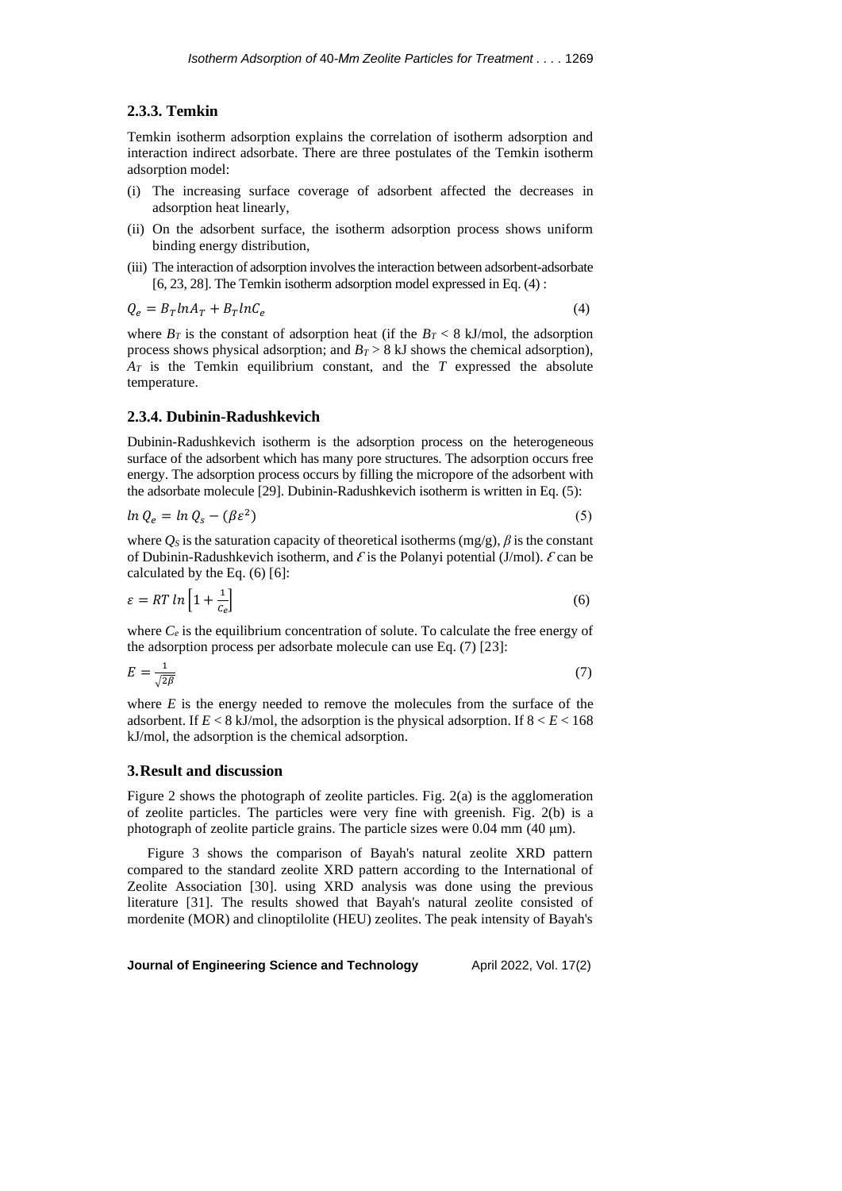### 2.3.3. Temkin

Temkin isotherm adsorption explains the correlation of isotherm adsorption and interaction indirect adsorbate. There are three postulates of the Temkin isotherm adsorption model:

(i) The increasing surface coverage of adsorbent affected the decreases in adsorption heat linearly,

(ii) On the adsorbent surface, the isotherm adsorption process shows uniform binding energy distribution,

(iii) The interaction of adsorption involves the interaction between adsorbent-adsorbate [6, 23, 28]. The Temkin isotherm adsorption model expressed in Eq. (4) :

$$Q_e = B_T lnA_T + B_T lnC_e \tag{4}$$

where $B_T$ is the constant of adsorption heat (if the $B_T$ < 8 kJ/mol, the adsorption process shows physical adsorption; and $B_T$ > 8 kJ shows the chemical adsorption), $A_T$ is the Temkin equilibrium constant, and the $T$ expressed the absolute temperature.

### 2.3.4. Dubinin-Radushkevich

Dubinin-Radushkevich isotherm is the adsorption process on the heterogeneous surface of the adsorbent which has many pore structures. The adsorption occurs free energy. The adsorption process occurs by filling the micropore of the adsorbent with the adsorbate molecule [29]. Dubinin-Radushkevich isotherm is written in Eq. (5):

$$ln\, Q_e = ln\, Q_s - (\beta\varepsilon^2) \tag{5}$$

where $Q_S$ is the saturation capacity of theoretical isotherms (mg/g), $\beta$ is the constant of Dubinin-Radushkevich isotherm, and $\mathcal{E}$ is the Polanyi potential (J/mol). $\mathcal{E}$ can be calculated by the Eq. (6) [6]:

$$\varepsilon = RT\, ln\left[1 + \frac{1}{C_e}\right] \tag{6}$$

where $C_e$ is the equilibrium concentration of solute. To calculate the free energy of the adsorption process per adsorbate molecule can use Eq. (7) [23]:

$$E = \frac{1}{\sqrt{2\beta}} \tag{7}$$

where $E$ is the energy needed to remove the molecules from the surface of the adsorbent. If $E$ < 8 kJ/mol, the adsorption is the physical adsorption. If 8 < $E$ < 168 kJ/mol, the adsorption is the chemical adsorption.

## 3. Result and discussion

Figure 2 shows the photograph of zeolite particles. Fig. 2(a) is the agglomeration of zeolite particles. The particles were very fine with greenish. Fig. 2(b) is a photograph of zeolite particle grains. The particle sizes were 0.04 mm (40 μm).

Figure 3 shows the comparison of Bayah's natural zeolite XRD pattern compared to the standard zeolite XRD pattern according to the International of Zeolite Association [30]. using XRD analysis was done using the previous literature [31]. The results showed that Bayah's natural zeolite consisted of mordenite (MOR) and clinoptilolite (HEU) zeolites. The peak intensity of Bayah's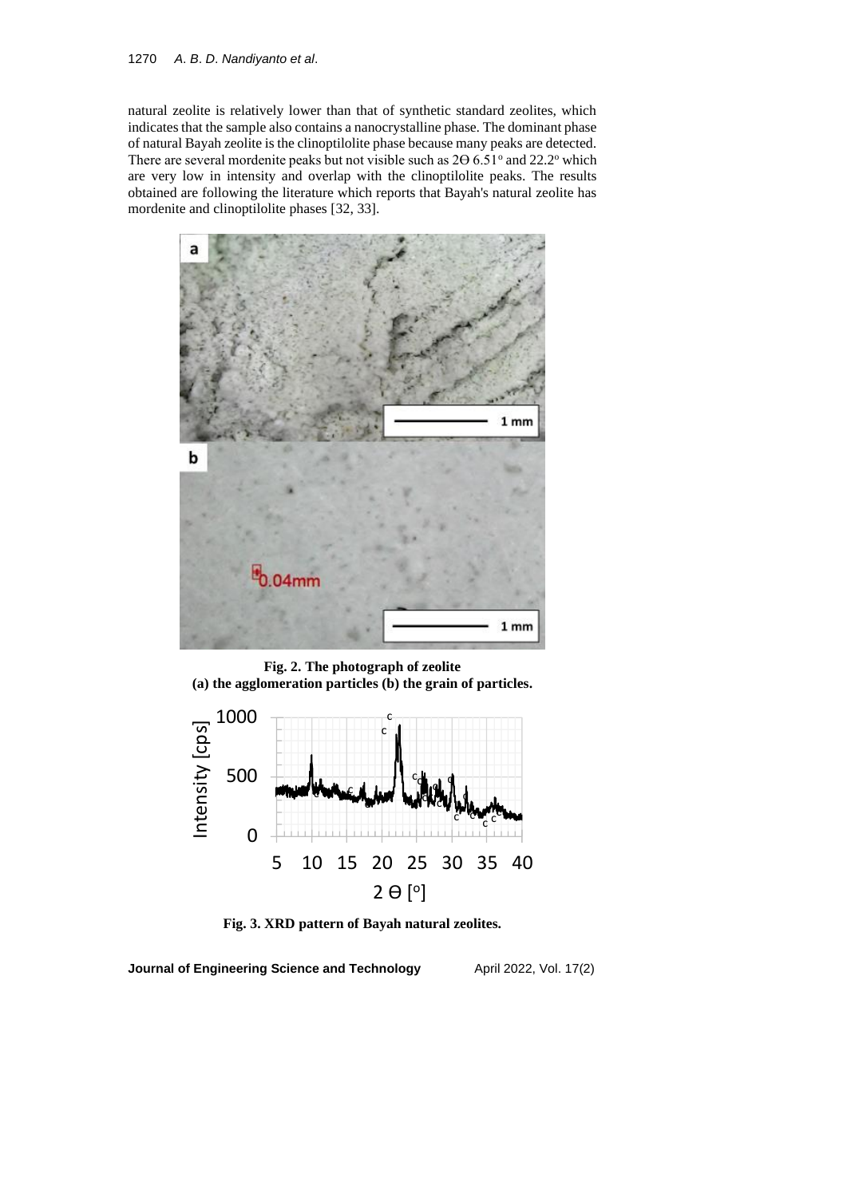natural zeolite is relatively lower than that of synthetic standard zeolites, which indicates that the sample also contains a nanocrystalline phase. The dominant phase of natural Bayah zeolite is the clinoptilolite phase because many peaks are detected. There are several mordenite peaks but not visible such as 2Θ 6.51° and 22.2° which are very low in intensity and overlap with the clinoptilolite peaks. The results obtained are following the literature which reports that Bayah's natural zeolite has mordenite and clinoptilolite phases [32, 33].

**Fig. 2. The photograph of zeolite (a) the agglomeration particles (b) the grain of particles.**

**Fig. 3. XRD pattern of Bayah natural zeolites.**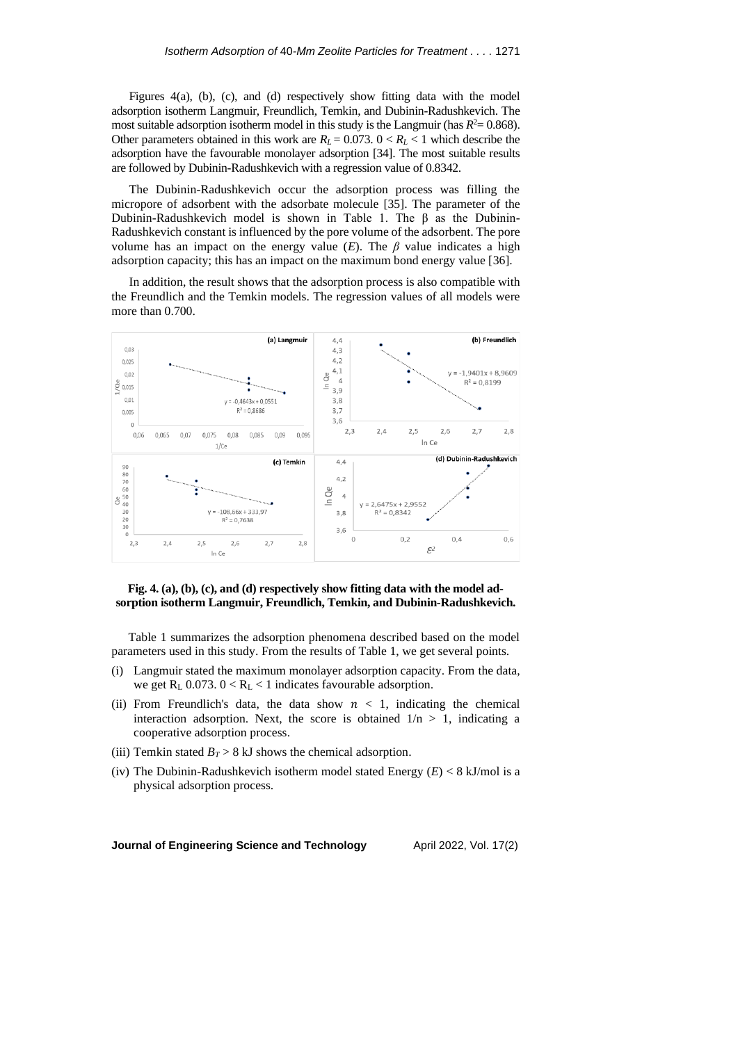Figures 4(a), (b), (c), and (d) respectively show fitting data with the model adsorption isotherm Langmuir, Freundlich, Temkin, and Dubinin-Radushkevich. The most suitable adsorption isotherm model in this study is the Langmuir (has $R^2$= 0.868). Other parameters obtained in this work are $R_L$ = 0.073. $0 < R_L < 1$ which describe the adsorption have the favourable monolayer adsorption [34]. The most suitable results are followed by Dubinin-Radushkevich with a regression value of 0.8342.

The Dubinin-Radushkevich occur the adsorption process was filling the micropore of adsorbent with the adsorbate molecule [35]. The parameter of the Dubinin-Radushkevich model is shown in Table 1. The β as the Dubinin-Radushkevich constant is influenced by the pore volume of the adsorbent. The pore volume has an impact on the energy value ($E$). The $\beta$ value indicates a high adsorption capacity; this has an impact on the maximum bond energy value [36].

In addition, the result shows that the adsorption process is also compatible with the Freundlich and the Temkin models. The regression values of all models were more than 0.700.

**Fig. 4. (a), (b), (c), and (d) respectively show fitting data with the model adsorption isotherm Langmuir, Freundlich, Temkin, and Dubinin-Radushkevich.**

Table 1 summarizes the adsorption phenomena described based on the model parameters used in this study. From the results of Table 1, we get several points.

(i) Langmuir stated the maximum monolayer adsorption capacity. From the data, we get $R_L$ 0.073. $0 < R_L < 1$ indicates favourable adsorption.

(ii) From Freundlich's data, the data show $n < 1$, indicating the chemical interaction adsorption. Next, the score is obtained $1/n > 1$, indicating a cooperative adsorption process.

(iii) Temkin stated $B_T > 8$ kJ shows the chemical adsorption.

(iv) The Dubinin-Radushkevich isotherm model stated Energy ($E$) < 8 kJ/mol is a physical adsorption process.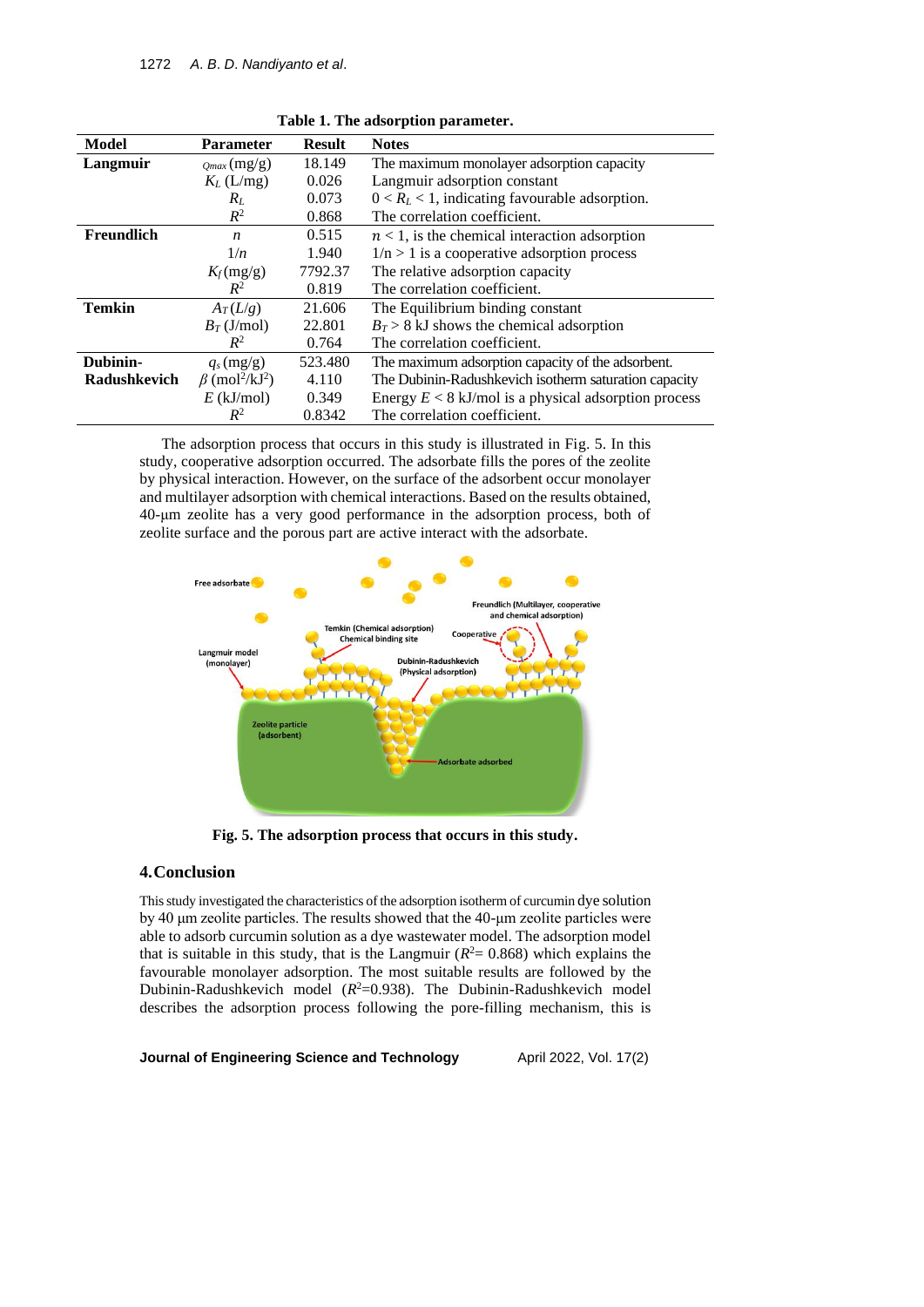**Table 1. The adsorption parameter.**

| Model | Parameter | Result | Notes |
|---|---|---|---|
| **Langmuir** | $Q_{max}$ (mg/g) | 18.149 | The maximum monolayer adsorption capacity |
| | $K_L$ (L/mg) | 0.026 | Langmuir adsorption constant |
| | $R_L$ | 0.073 | $0 < R_L < 1$, indicating favourable adsorption. |
| | $R^2$ | 0.868 | The correlation coefficient. |
| **Freundlich** | $n$ | 0.515 | $n < 1$, is the chemical interaction adsorption |
| | $1/n$ | 1.940 | $1/n > 1$ is a cooperative adsorption process |
| | $K_f$ (mg/g) | 7792.37 | The relative adsorption capacity |
| | $R^2$ | 0.819 | The correlation coefficient. |
| **Temkin** | $A_T$ (L/g) | 21.606 | The Equilibrium binding constant |
| | $B_T$ (J/mol) | 22.801 | $B_T > 8$ kJ shows the chemical adsorption |
| | $R^2$ | 0.764 | The correlation coefficient. |
| **Dubinin-Radushkevich** | $q_s$ (mg/g) | 523.480 | The maximum adsorption capacity of the adsorbent. |
| | $\beta$ (mol$^2$/kJ$^2$) | 4.110 | The Dubinin-Radushkevich isotherm saturation capacity |
| | $E$ (kJ/mol) | 0.349 | Energy $E < 8$ kJ/mol is a physical adsorption process |
| | $R^2$ | 0.8342 | The correlation coefficient. |

The adsorption process that occurs in this study is illustrated in Fig. 5. In this study, cooperative adsorption occurred. The adsorbate fills the pores of the zeolite by physical interaction. However, on the surface of the adsorbent occur monolayer and multilayer adsorption with chemical interactions. Based on the results obtained, 40-μm zeolite has a very good performance in the adsorption process, both of zeolite surface and the porous part are active interact with the adsorbate.

**Fig. 5. The adsorption process that occurs in this study.**

## 4. Conclusion

This study investigated the characteristics of the adsorption isotherm of curcumin dye solution by 40 μm zeolite particles. The results showed that the 40-μm zeolite particles were able to adsorb curcumin solution as a dye wastewater model. The adsorption model that is suitable in this study, that is the Langmuir ($R^2$= 0.868) which explains the favourable monolayer adsorption. The most suitable results are followed by the Dubinin-Radushkevich model ($R^2$=0.938). The Dubinin-Radushkevich model describes the adsorption process following the pore-filling mechanism, this is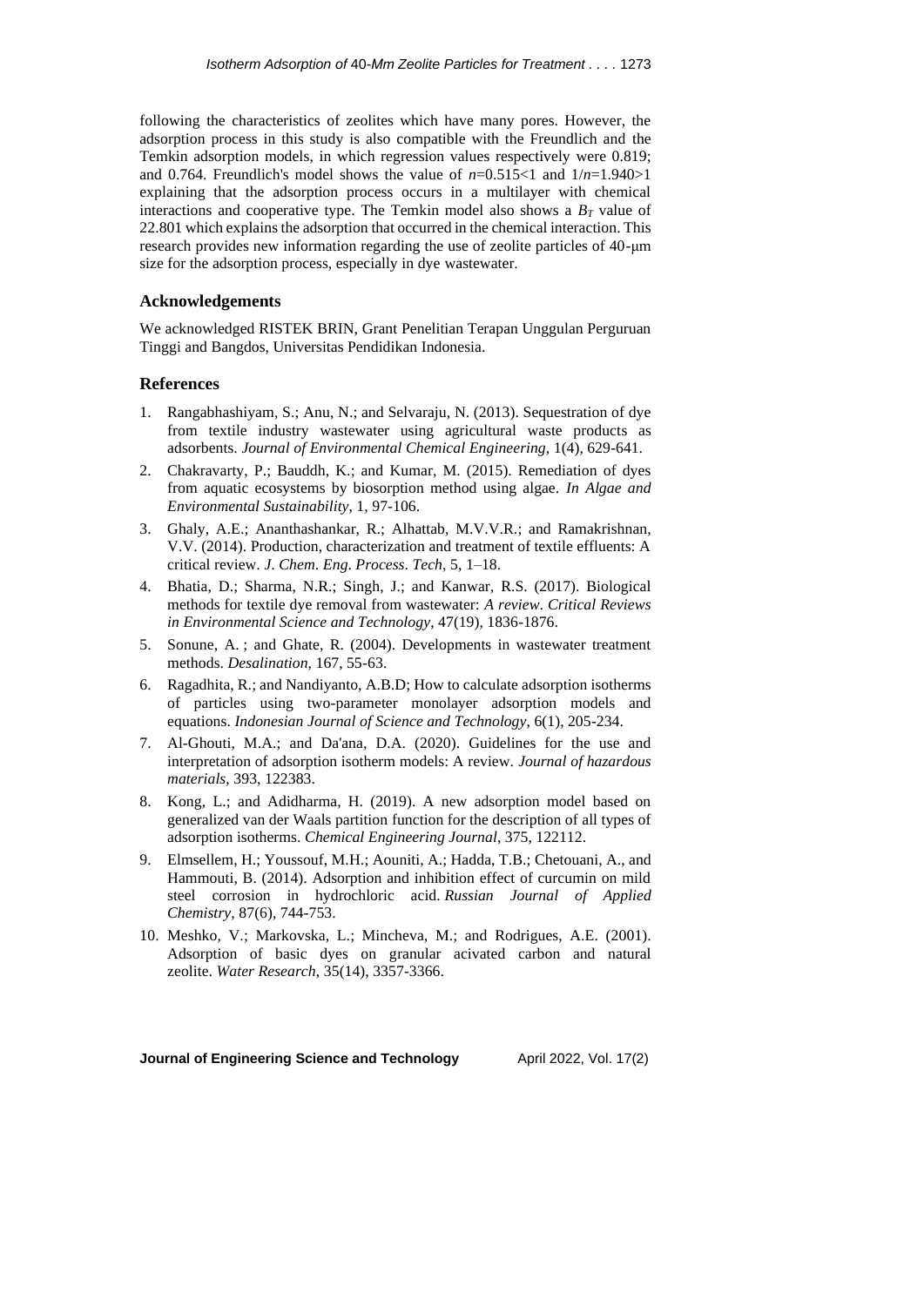following the characteristics of zeolites which have many pores. However, the adsorption process in this study is also compatible with the Freundlich and the Temkin adsorption models, in which regression values respectively were 0.819; and 0.764. Freundlich's model shows the value of $n$=0.515<1 and $1/n$=1.940>1 explaining that the adsorption process occurs in a multilayer with chemical interactions and cooperative type. The Temkin model also shows a $B_T$ value of 22.801 which explains the adsorption that occurred in the chemical interaction. This research provides new information regarding the use of zeolite particles of 40-μm size for the adsorption process, especially in dye wastewater.

## Acknowledgements

We acknowledged RISTEK BRIN, Grant Penelitian Terapan Unggulan Perguruan Tinggi and Bangdos, Universitas Pendidikan Indonesia.

## References

1. Rangabhashiyam, S.; Anu, N.; and Selvaraju, N. (2013). Sequestration of dye from textile industry wastewater using agricultural waste products as adsorbents. *Journal of Environmental Chemical Engineering*, 1(4), 629-641.
2. Chakravarty, P.; Bauddh, K.; and Kumar, M. (2015). Remediation of dyes from aquatic ecosystems by biosorption method using algae. *In Algae and Environmental Sustainability*, 1, 97-106.
3. Ghaly, A.E.; Ananthashankar, R.; Alhattab, M.V.V.R.; and Ramakrishnan, V.V. (2014). Production, characterization and treatment of textile effluents: A critical review. *J. Chem. Eng. Process. Tech*, 5, 1–18.
4. Bhatia, D.; Sharma, N.R.; Singh, J.; and Kanwar, R.S. (2017). Biological methods for textile dye removal from wastewater: *A review*. *Critical Reviews in Environmental Science and Technology*, 47(19), 1836-1876.
5. Sonune, A. ; and Ghate, R. (2004). Developments in wastewater treatment methods. *Desalination*, 167, 55-63.
6. Ragadhita, R.; and Nandiyanto, A.B.D; How to calculate adsorption isotherms of particles using two-parameter monolayer adsorption models and equations. *Indonesian Journal of Science and Technology*, 6(1), 205-234.
7. Al-Ghouti, M.A.; and Da'ana, D.A. (2020). Guidelines for the use and interpretation of adsorption isotherm models: A review. *Journal of hazardous materials*, 393, 122383.
8. Kong, L.; and Adidharma, H. (2019). A new adsorption model based on generalized van der Waals partition function for the description of all types of adsorption isotherms. *Chemical Engineering Journal*, 375, 122112.
9. Elmsellem, H.; Youssouf, M.H.; Aouniti, A.; Hadda, T.B.; Chetouani, A., and Hammouti, B. (2014). Adsorption and inhibition effect of curcumin on mild steel corrosion in hydrochloric acid. *Russian Journal of Applied Chemistry*, 87(6), 744-753.
10. Meshko, V.; Markovska, L.; Mincheva, M.; and Rodrigues, A.E. (2001). Adsorption of basic dyes on granular acivated carbon and natural zeolite. *Water Research*, 35(14), 3357-3366.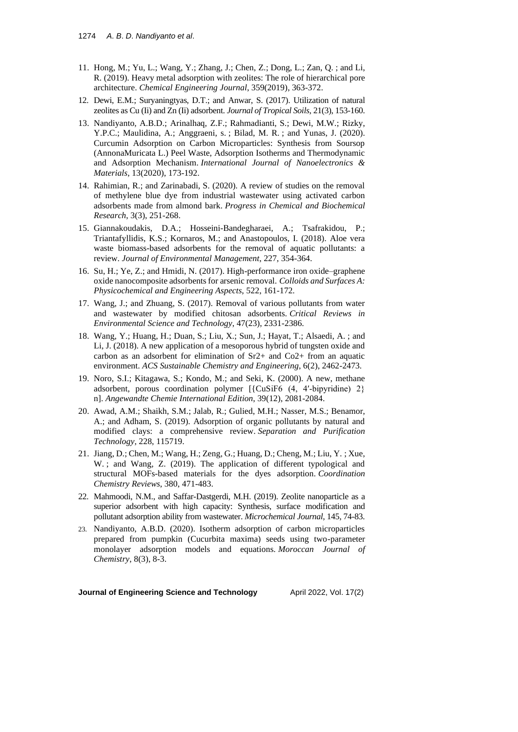11. Hong, M.; Yu, L.; Wang, Y.; Zhang, J.; Chen, Z.; Dong, L.; Zan, Q. ; and Li, R. (2019). Heavy metal adsorption with zeolites: The role of hierarchical pore architecture. *Chemical Engineering Journal*, 359(2019), 363-372.
12. Dewi, E.M.; Suryaningtyas, D.T.; and Anwar, S. (2017). Utilization of natural zeolites as Cu (Ii) and Zn (Ii) adsorbent. *Journal of Tropical Soils*, 21(3), 153-160.
13. Nandiyanto, A.B.D.; Arinalhaq, Z.F.; Rahmadianti, S.; Dewi, M.W.; Rizky, Y.P.C.; Maulidina, A.; Anggraeni, s. ; Bilad, M. R. ; and Yunas, J. (2020). Curcumin Adsorption on Carbon Microparticles: Synthesis from Soursop (AnnonaMuricata L.) Peel Waste, Adsorption Isotherms and Thermodynamic and Adsorption Mechanism. *International Journal of Nanoelectronics & Materials*, 13(2020), 173-192.
14. Rahimian, R.; and Zarinabadi, S. (2020). A review of studies on the removal of methylene blue dye from industrial wastewater using activated carbon adsorbents made from almond bark. *Progress in Chemical and Biochemical Research*, 3(3), 251-268.
15. Giannakoudakis, D.A.; Hosseini-Bandegharaei, A.; Tsafrakidou, P.; Triantafyllidis, K.S.; Kornaros, M.; and Anastopoulos, I. (2018). Aloe vera waste biomass-based adsorbents for the removal of aquatic pollutants: a review. *Journal of Environmental Management*, 227, 354-364.
16. Su, H.; Ye, Z.; and Hmidi, N. (2017). High-performance iron oxide–graphene oxide nanocomposite adsorbents for arsenic removal. *Colloids and Surfaces A: Physicochemical and Engineering Aspects*, 522, 161-172.
17. Wang, J.; and Zhuang, S. (2017). Removal of various pollutants from water and wastewater by modified chitosan adsorbents. *Critical Reviews in Environmental Science and Technology*, 47(23), 2331-2386.
18. Wang, Y.; Huang, H.; Duan, S.; Liu, X.; Sun, J.; Hayat, T.; Alsaedi, A. ; and Li, J. (2018). A new application of a mesoporous hybrid of tungsten oxide and carbon as an adsorbent for elimination of Sr2+ and Co2+ from an aquatic environment. *ACS Sustainable Chemistry and Engineering*, 6(2), 2462-2473.
19. Noro, S.I.; Kitagawa, S.; Kondo, M.; and Seki, K. (2000). A new, methane adsorbent, porous coordination polymer [{CuSiF6 (4, 4′-bipyridine) 2} n]. *Angewandte Chemie International Edition*, 39(12), 2081-2084.
20. Awad, A.M.; Shaikh, S.M.; Jalab, R.; Gulied, M.H.; Nasser, M.S.; Benamor, A.; and Adham, S. (2019). Adsorption of organic pollutants by natural and modified clays: a comprehensive review. *Separation and Purification Technology*, 228, 115719.
21. Jiang, D.; Chen, M.; Wang, H.; Zeng, G.; Huang, D.; Cheng, M.; Liu, Y. ; Xue, W. ; and Wang, Z. (2019). The application of different typological and structural MOFs-based materials for the dyes adsorption. *Coordination Chemistry Reviews*, 380, 471-483.
22. Mahmoodi, N.M., and Saffar-Dastgerdi, M.H. (2019). Zeolite nanoparticle as a superior adsorbent with high capacity: Synthesis, surface modification and pollutant adsorption ability from wastewater. *Microchemical Journal*, 145, 74-83.
23. Nandiyanto, A.B.D. (2020). Isotherm adsorption of carbon microparticles prepared from pumpkin (Cucurbita maxima) seeds using two-parameter monolayer adsorption models and equations. *Moroccan Journal of Chemistry*, 8(3), 8-3.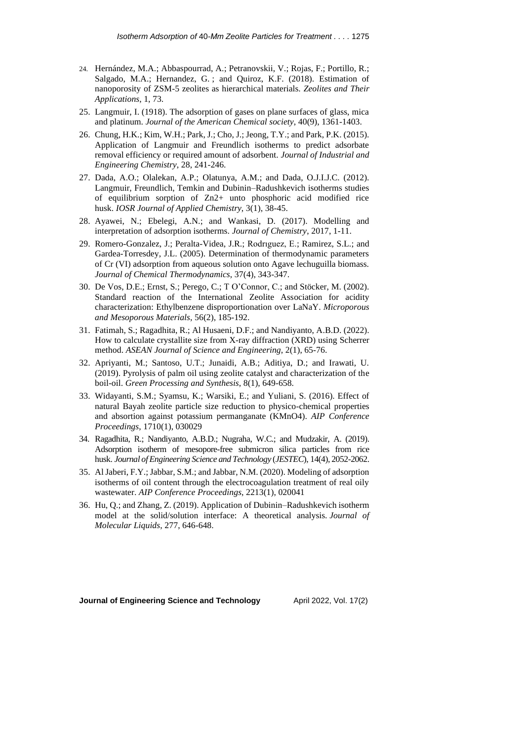24. Hernández, M.A.; Abbaspourrad, A.; Petranovskii, V.; Rojas, F.; Portillo, R.; Salgado, M.A.; Hernandez, G. ; and Quiroz, K.F. (2018). Estimation of nanoporosity of ZSM-5 zeolites as hierarchical materials. *Zeolites and Their Applications*, 1, 73.
25. Langmuir, I. (1918). The adsorption of gases on plane surfaces of glass, mica and platinum. *Journal of the American Chemical society*, 40(9), 1361-1403.
26. Chung, H.K.; Kim, W.H.; Park, J.; Cho, J.; Jeong, T.Y.; and Park, P.K. (2015). Application of Langmuir and Freundlich isotherms to predict adsorbate removal efficiency or required amount of adsorbent. *Journal of Industrial and Engineering Chemistry*, 28, 241-246.
27. Dada, A.O.; Olalekan, A.P.; Olatunya, A.M.; and Dada, O.J.I.J.C. (2012). Langmuir, Freundlich, Temkin and Dubinin–Radushkevich isotherms studies of equilibrium sorption of Zn2+ unto phosphoric acid modified rice husk. *IOSR Journal of Applied Chemistry*, 3(1), 38-45.
28. Ayawei, N.; Ebelegi, A.N.; and Wankasi, D. (2017). Modelling and interpretation of adsorption isotherms. *Journal of Chemistry*, 2017, 1-11.
29. Romero-Gonzalez, J.; Peralta-Videa, J.R.; Rodrıguez, E.; Ramirez, S.L.; and Gardea-Torresdey, J.L. (2005). Determination of thermodynamic parameters of Cr (VI) adsorption from aqueous solution onto Agave lechuguilla biomass. *Journal of Chemical Thermodynamics*, 37(4), 343-347.
30. De Vos, D.E.; Ernst, S.; Perego, C.; T O'Connor, C.; and Stöcker, M. (2002). Standard reaction of the International Zeolite Association for acidity characterization: Ethylbenzene disproportionation over LaNaY. *Microporous and Mesoporous Materials*, 56(2), 185-192.
31. Fatimah, S.; Ragadhita, R.; Al Husaeni, D.F.; and Nandiyanto, A.B.D. (2022). How to calculate crystallite size from X-ray diffraction (XRD) using Scherrer method. *ASEAN Journal of Science and Engineering*, 2(1), 65-76.
32. Apriyanti, M.; Santoso, U.T.; Junaidi, A.B.; Aditiya, D.; and Irawati, U. (2019). Pyrolysis of palm oil using zeolite catalyst and characterization of the boil-oil. *Green Processing and Synthesis*, 8(1), 649-658.
33. Widayanti, S.M.; Syamsu, K.; Warsiki, E.; and Yuliani, S. (2016). Effect of natural Bayah zeolite particle size reduction to physico-chemical properties and absortion against potassium permanganate (KMnO4). *AIP Conference Proceedings*, 1710(1), 030029
34. Ragadhita, R.; Nandiyanto, A.B.D.; Nugraha, W.C.; and Mudzakir, A. (2019). Adsorption isotherm of mesopore-free submicron silica particles from rice husk. *Journal of Engineering Science and Technology* (*JESTEC*), 14(4), 2052-2062.
35. Al Jaberi, F.Y.; Jabbar, S.M.; and Jabbar, N.M. (2020). Modeling of adsorption isotherms of oil content through the electrocoagulation treatment of real oily wastewater. *AIP Conference Proceedings*, 2213(1), 020041
36. Hu, Q.; and Zhang, Z. (2019). Application of Dubinin–Radushkevich isotherm model at the solid/solution interface: A theoretical analysis. *Journal of Molecular Liquids*, 277, 646-648.